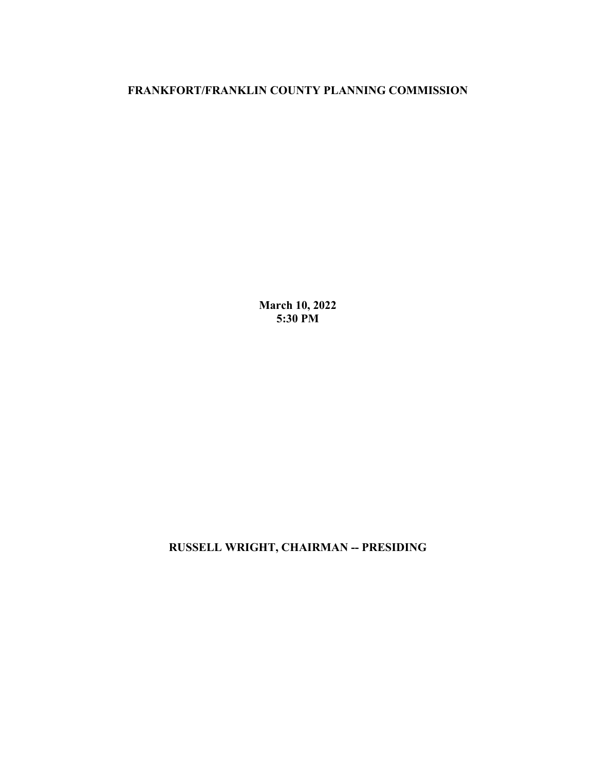**FRANKFORT/FRANKLIN COUNTY PLANNING COMMISSION**

**March 10, 2022**
**5:30 PM**

**RUSSELL WRIGHT, CHAIRMAN -- PRESIDING**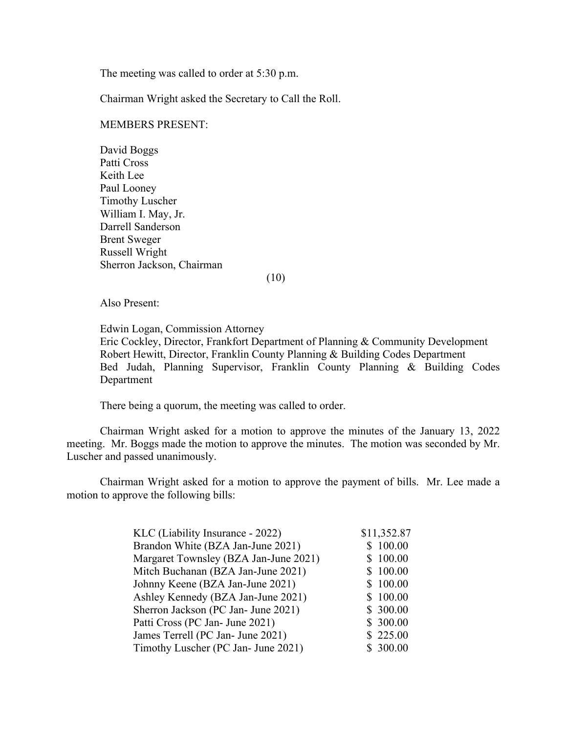The meeting was called to order at 5:30 p.m.

Chairman Wright asked the Secretary to Call the Roll.

MEMBERS PRESENT:

David Boggs
Patti Cross
Keith Lee
Paul Looney
Timothy Luscher
William I. May, Jr.
Darrell Sanderson
Brent Sweger
Russell Wright
Sherron Jackson, Chairman

(10)

Also Present:

Edwin Logan, Commission Attorney
Eric Cockley, Director, Frankfort Department of Planning & Community Development
Robert Hewitt, Director, Franklin County Planning & Building Codes Department
Bed Judah, Planning Supervisor, Franklin County Planning & Building Codes Department

There being a quorum, the meeting was called to order.

Chairman Wright asked for a motion to approve the minutes of the January 13, 2022 meeting. Mr. Boggs made the motion to approve the minutes. The motion was seconded by Mr. Luscher and passed unanimously.

Chairman Wright asked for a motion to approve the payment of bills. Mr. Lee made a motion to approve the following bills:

| | |
|---|---|
| KLC (Liability Insurance - 2022) | $11,352.87 |
| Brandon White (BZA Jan-June 2021) | $ 100.00 |
| Margaret Townsley (BZA Jan-June 2021) | $ 100.00 |
| Mitch Buchanan (BZA Jan-June 2021) | $ 100.00 |
| Johnny Keene (BZA Jan-June 2021) | $ 100.00 |
| Ashley Kennedy (BZA Jan-June 2021) | $ 100.00 |
| Sherron Jackson (PC Jan- June 2021) | $ 300.00 |
| Patti Cross (PC Jan- June 2021) | $ 300.00 |
| James Terrell (PC Jan- June 2021) | $ 225.00 |
| Timothy Luscher (PC Jan- June 2021) | $ 300.00 |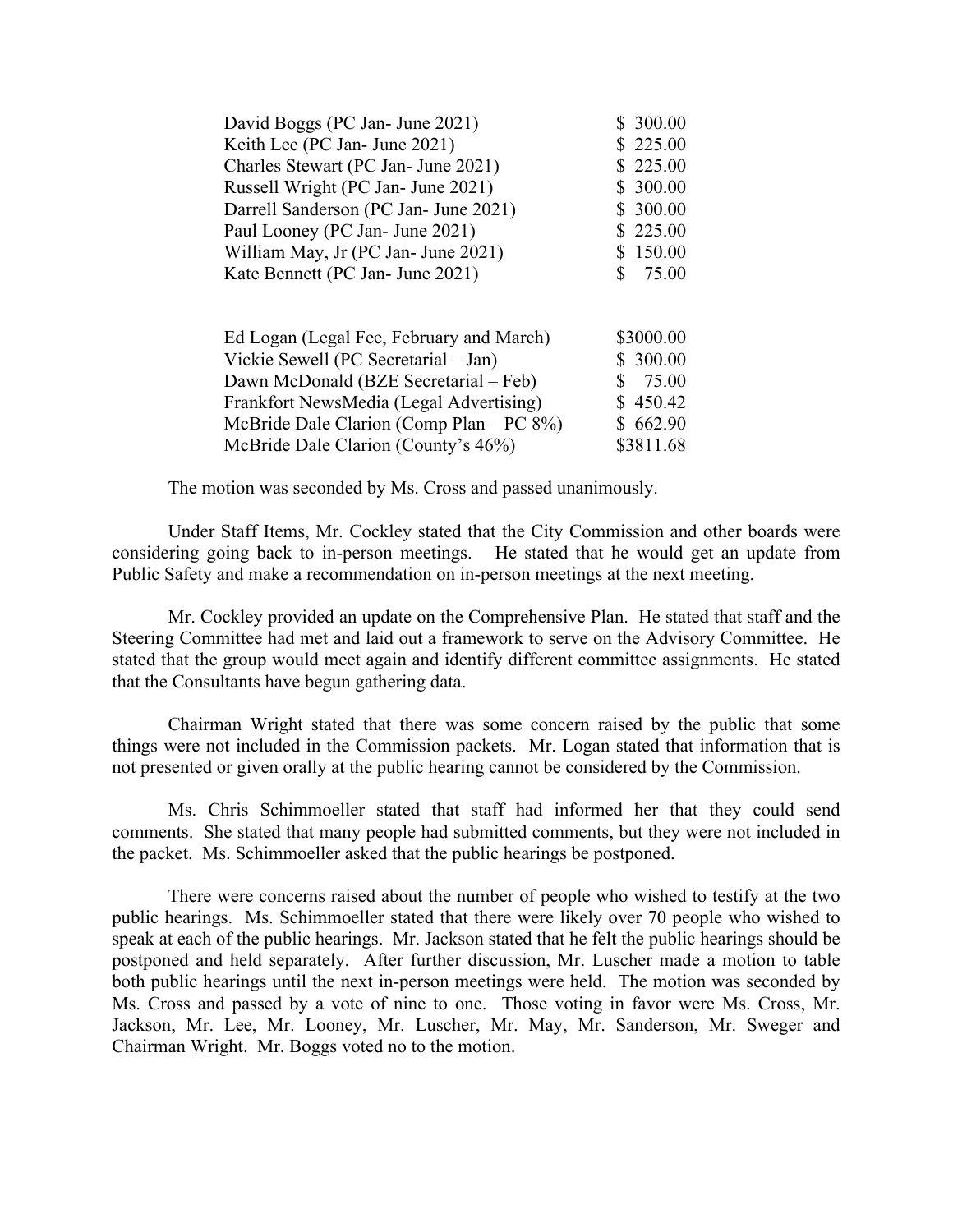| | |
|---|---|
| David Boggs (PC Jan- June 2021) | $ 300.00 |
| Keith Lee (PC Jan- June 2021) | $ 225.00 |
| Charles Stewart (PC Jan- June 2021) | $ 225.00 |
| Russell Wright (PC Jan- June 2021) | $ 300.00 |
| Darrell Sanderson (PC Jan- June 2021) | $ 300.00 |
| Paul Looney (PC Jan- June 2021) | $ 225.00 |
| William May, Jr (PC Jan- June 2021) | $ 150.00 |
| Kate Bennett (PC Jan- June 2021) | $ 75.00 |

| | |
|---|---|
| Ed Logan (Legal Fee, February and March) | $3000.00 |
| Vickie Sewell (PC Secretarial – Jan) | $ 300.00 |
| Dawn McDonald (BZE Secretarial – Feb) | $ 75.00 |
| Frankfort NewsMedia (Legal Advertising) | $ 450.42 |
| McBride Dale Clarion (Comp Plan – PC 8%) | $ 662.90 |
| McBride Dale Clarion (County's 46%) | $3811.68 |

The motion was seconded by Ms. Cross and passed unanimously.

Under Staff Items, Mr. Cockley stated that the City Commission and other boards were considering going back to in-person meetings. He stated that he would get an update from Public Safety and make a recommendation on in-person meetings at the next meeting.

Mr. Cockley provided an update on the Comprehensive Plan. He stated that staff and the Steering Committee had met and laid out a framework to serve on the Advisory Committee. He stated that the group would meet again and identify different committee assignments. He stated that the Consultants have begun gathering data.

Chairman Wright stated that there was some concern raised by the public that some things were not included in the Commission packets. Mr. Logan stated that information that is not presented or given orally at the public hearing cannot be considered by the Commission.

Ms. Chris Schimmoeller stated that staff had informed her that they could send comments. She stated that many people had submitted comments, but they were not included in the packet. Ms. Schimmoeller asked that the public hearings be postponed.

There were concerns raised about the number of people who wished to testify at the two public hearings. Ms. Schimmoeller stated that there were likely over 70 people who wished to speak at each of the public hearings. Mr. Jackson stated that he felt the public hearings should be postponed and held separately. After further discussion, Mr. Luscher made a motion to table both public hearings until the next in-person meetings were held. The motion was seconded by Ms. Cross and passed by a vote of nine to one. Those voting in favor were Ms. Cross, Mr. Jackson, Mr. Lee, Mr. Looney, Mr. Luscher, Mr. May, Mr. Sanderson, Mr. Sweger and Chairman Wright. Mr. Boggs voted no to the motion.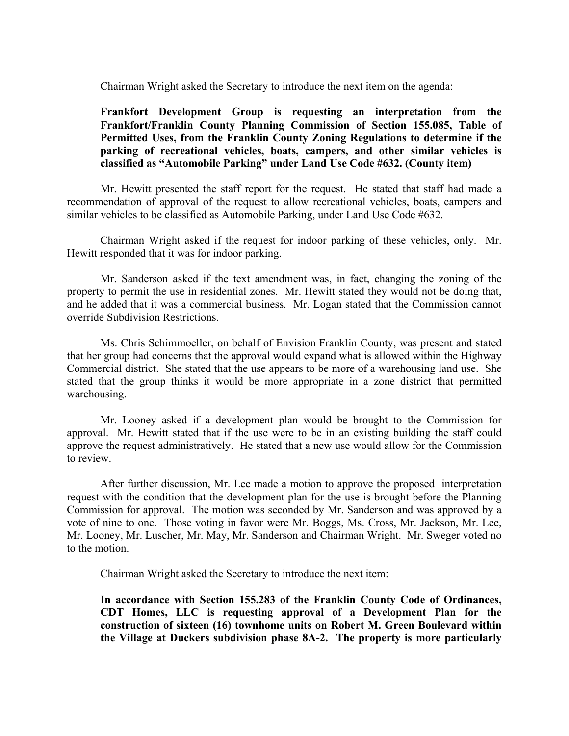Chairman Wright asked the Secretary to introduce the next item on the agenda:

**Frankfort Development Group is requesting an interpretation from the Frankfort/Franklin County Planning Commission of Section 155.085, Table of Permitted Uses, from the Franklin County Zoning Regulations to determine if the parking of recreational vehicles, boats, campers, and other similar vehicles is classified as "Automobile Parking" under Land Use Code #632. (County item)**

Mr. Hewitt presented the staff report for the request. He stated that staff had made a recommendation of approval of the request to allow recreational vehicles, boats, campers and similar vehicles to be classified as Automobile Parking, under Land Use Code #632.

Chairman Wright asked if the request for indoor parking of these vehicles, only. Mr. Hewitt responded that it was for indoor parking.

Mr. Sanderson asked if the text amendment was, in fact, changing the zoning of the property to permit the use in residential zones. Mr. Hewitt stated they would not be doing that, and he added that it was a commercial business. Mr. Logan stated that the Commission cannot override Subdivision Restrictions.

Ms. Chris Schimmoeller, on behalf of Envision Franklin County, was present and stated that her group had concerns that the approval would expand what is allowed within the Highway Commercial district. She stated that the use appears to be more of a warehousing land use. She stated that the group thinks it would be more appropriate in a zone district that permitted warehousing.

Mr. Looney asked if a development plan would be brought to the Commission for approval. Mr. Hewitt stated that if the use were to be in an existing building the staff could approve the request administratively. He stated that a new use would allow for the Commission to review.

After further discussion, Mr. Lee made a motion to approve the proposed interpretation request with the condition that the development plan for the use is brought before the Planning Commission for approval. The motion was seconded by Mr. Sanderson and was approved by a vote of nine to one. Those voting in favor were Mr. Boggs, Ms. Cross, Mr. Jackson, Mr. Lee, Mr. Looney, Mr. Luscher, Mr. May, Mr. Sanderson and Chairman Wright. Mr. Sweger voted no to the motion.

Chairman Wright asked the Secretary to introduce the next item:

**In accordance with Section 155.283 of the Franklin County Code of Ordinances, CDT Homes, LLC is requesting approval of a Development Plan for the construction of sixteen (16) townhome units on Robert M. Green Boulevard within the Village at Duckers subdivision phase 8A-2. The property is more particularly**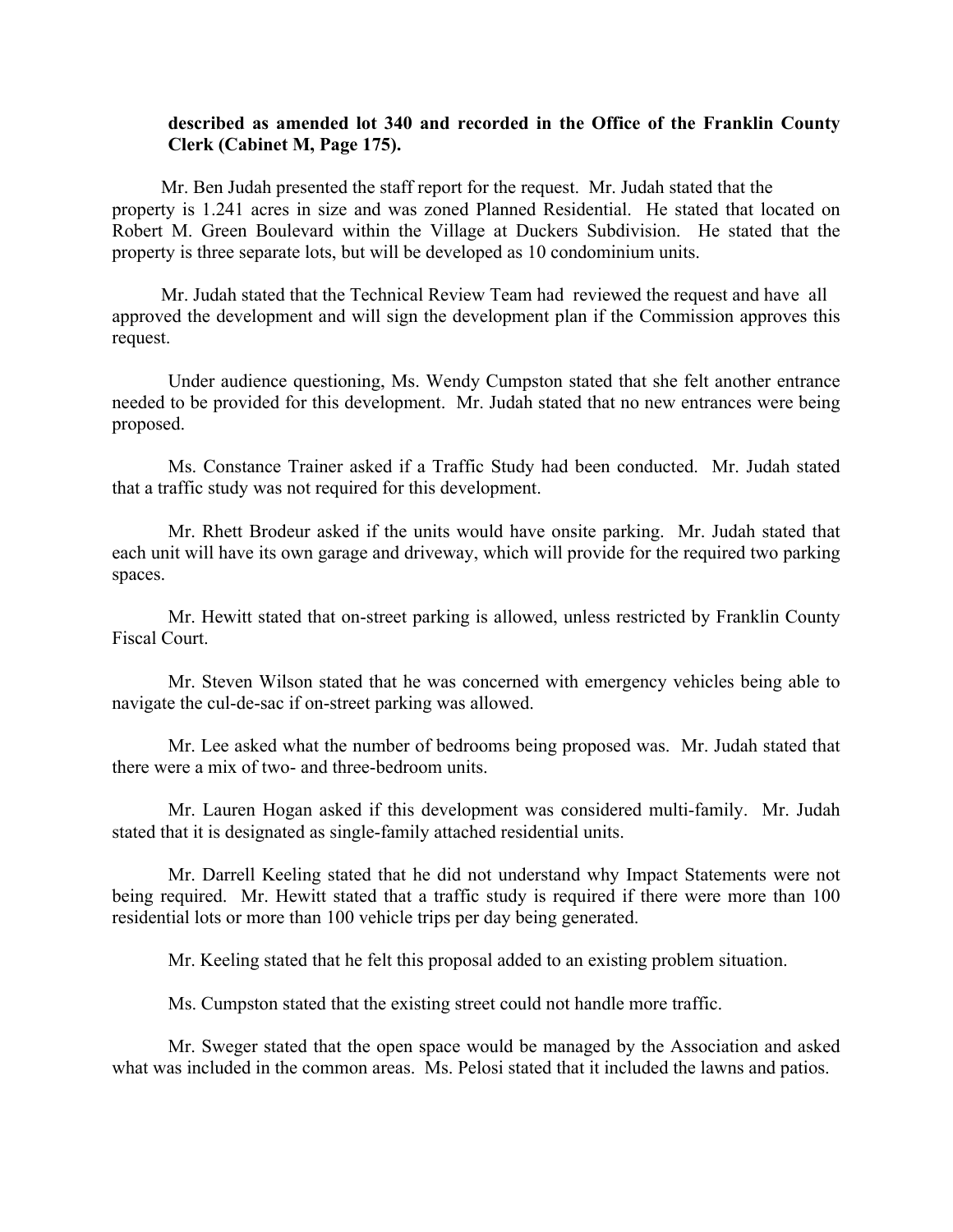**described as amended lot 340 and recorded in the Office of the Franklin County Clerk (Cabinet M, Page 175).**

Mr. Ben Judah presented the staff report for the request. Mr. Judah stated that the property is 1.241 acres in size and was zoned Planned Residential. He stated that located on Robert M. Green Boulevard within the Village at Duckers Subdivision. He stated that the property is three separate lots, but will be developed as 10 condominium units.

Mr. Judah stated that the Technical Review Team had reviewed the request and have all approved the development and will sign the development plan if the Commission approves this request.

Under audience questioning, Ms. Wendy Cumpston stated that she felt another entrance needed to be provided for this development. Mr. Judah stated that no new entrances were being proposed.

Ms. Constance Trainer asked if a Traffic Study had been conducted. Mr. Judah stated that a traffic study was not required for this development.

Mr. Rhett Brodeur asked if the units would have onsite parking. Mr. Judah stated that each unit will have its own garage and driveway, which will provide for the required two parking spaces.

Mr. Hewitt stated that on-street parking is allowed, unless restricted by Franklin County Fiscal Court.

Mr. Steven Wilson stated that he was concerned with emergency vehicles being able to navigate the cul-de-sac if on-street parking was allowed.

Mr. Lee asked what the number of bedrooms being proposed was. Mr. Judah stated that there were a mix of two- and three-bedroom units.

Mr. Lauren Hogan asked if this development was considered multi-family. Mr. Judah stated that it is designated as single-family attached residential units.

Mr. Darrell Keeling stated that he did not understand why Impact Statements were not being required. Mr. Hewitt stated that a traffic study is required if there were more than 100 residential lots or more than 100 vehicle trips per day being generated.

Mr. Keeling stated that he felt this proposal added to an existing problem situation.

Ms. Cumpston stated that the existing street could not handle more traffic.

Mr. Sweger stated that the open space would be managed by the Association and asked what was included in the common areas. Ms. Pelosi stated that it included the lawns and patios.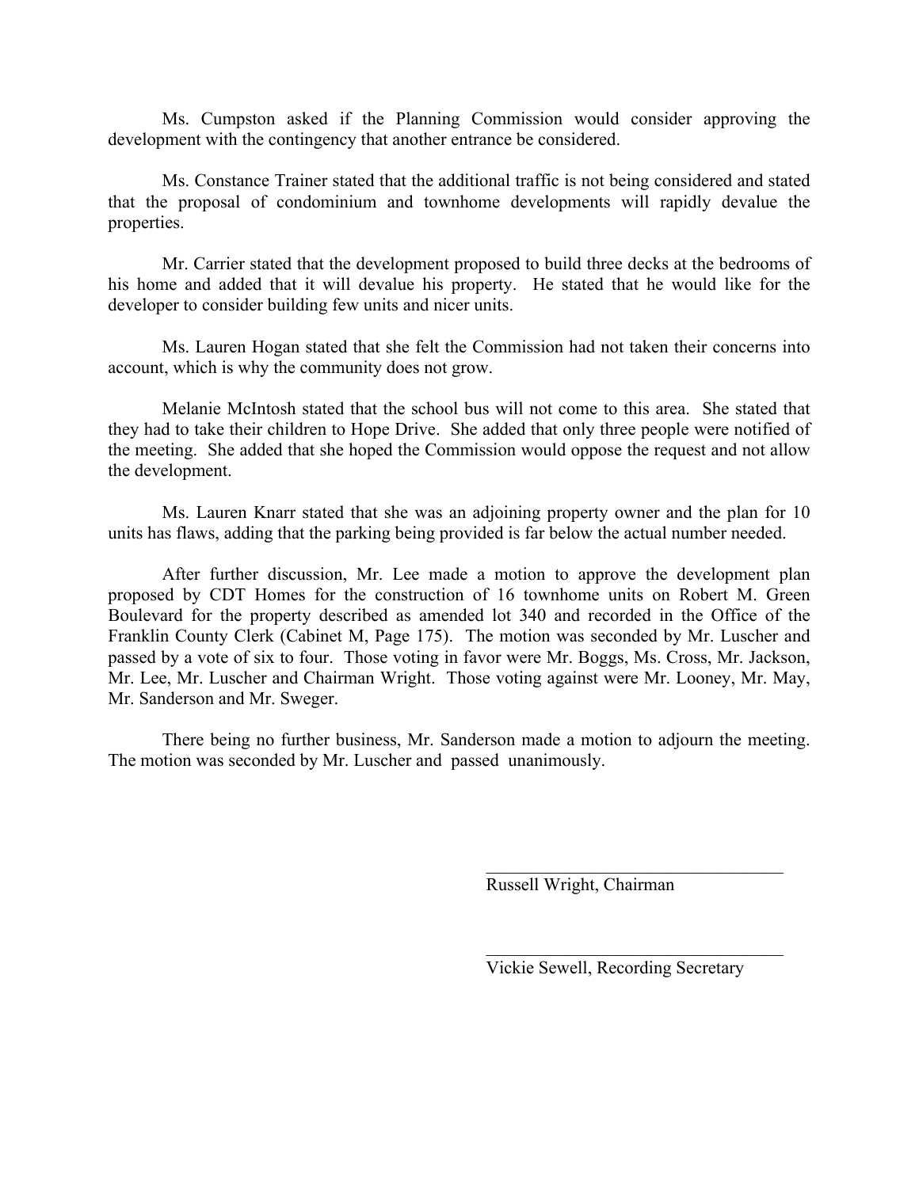Ms. Cumpston asked if the Planning Commission would consider approving the development with the contingency that another entrance be considered.

Ms. Constance Trainer stated that the additional traffic is not being considered and stated that the proposal of condominium and townhome developments will rapidly devalue the properties.

Mr. Carrier stated that the development proposed to build three decks at the bedrooms of his home and added that it will devalue his property. He stated that he would like for the developer to consider building few units and nicer units.

Ms. Lauren Hogan stated that she felt the Commission had not taken their concerns into account, which is why the community does not grow.

Melanie McIntosh stated that the school bus will not come to this area. She stated that they had to take their children to Hope Drive. She added that only three people were notified of the meeting. She added that she hoped the Commission would oppose the request and not allow the development.

Ms. Lauren Knarr stated that she was an adjoining property owner and the plan for 10 units has flaws, adding that the parking being provided is far below the actual number needed.

After further discussion, Mr. Lee made a motion to approve the development plan proposed by CDT Homes for the construction of 16 townhome units on Robert M. Green Boulevard for the property described as amended lot 340 and recorded in the Office of the Franklin County Clerk (Cabinet M, Page 175). The motion was seconded by Mr. Luscher and passed by a vote of six to four. Those voting in favor were Mr. Boggs, Ms. Cross, Mr. Jackson, Mr. Lee, Mr. Luscher and Chairman Wright. Those voting against were Mr. Looney, Mr. May, Mr. Sanderson and Mr. Sweger.

There being no further business, Mr. Sanderson made a motion to adjourn the meeting. The motion was seconded by Mr. Luscher and passed unanimously.

\_\_\_\_\_\_\_\_\_\_\_\_\_\_\_\_\_\_\_\_\_\_\_\_\_\_\_\_\_\_\_\_\_\_\_

Russell Wright, Chairman

\_\_\_\_\_\_\_\_\_\_\_\_\_\_\_\_\_\_\_\_\_\_\_\_\_\_\_\_\_\_\_\_\_\_\_

Vickie Sewell, Recording Secretary